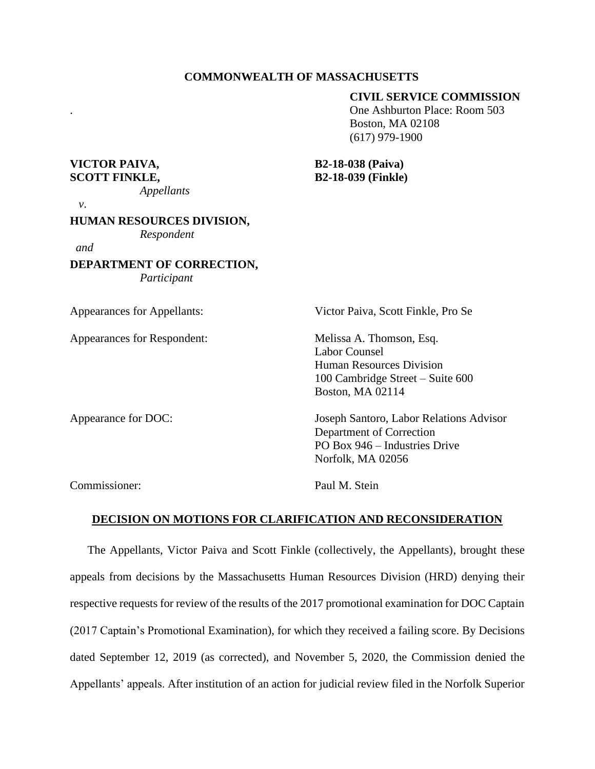**COMMONWEALTH OF MASSACHUSETTS**

**CIVIL SERVICE COMMISSION**
One Ashburton Place: Room 503
Boston, MA 02108
(617) 979-1900

**VICTOR PAIVA,** **B2-18-038 (Paiva)**
**SCOTT FINKLE,** **B2-18-039 (Finkle)**
*Appellants*

*v*.

**HUMAN RESOURCES DIVISION,**
*Respondent*

*and*

**DEPARTMENT OF CORRECTION,**
*Participant*

Appearances for Appellants: Victor Paiva, Scott Finkle, Pro Se

Appearances for Respondent: Melissa A. Thomson, Esq.
Labor Counsel
Human Resources Division
100 Cambridge Street – Suite 600
Boston, MA 02114

Appearance for DOC: Joseph Santoro, Labor Relations Advisor
Department of Correction
PO Box 946 – Industries Drive
Norfolk, MA 02056

Commissioner: Paul M. Stein

**DECISION ON MOTIONS FOR CLARIFICATION AND RECONSIDERATION**

The Appellants, Victor Paiva and Scott Finkle (collectively, the Appellants), brought these appeals from decisions by the Massachusetts Human Resources Division (HRD) denying their respective requests for review of the results of the 2017 promotional examination for DOC Captain (2017 Captain's Promotional Examination), for which they received a failing score. By Decisions dated September 12, 2019 (as corrected), and November 5, 2020, the Commission denied the Appellants' appeals. After institution of an action for judicial review filed in the Norfolk Superior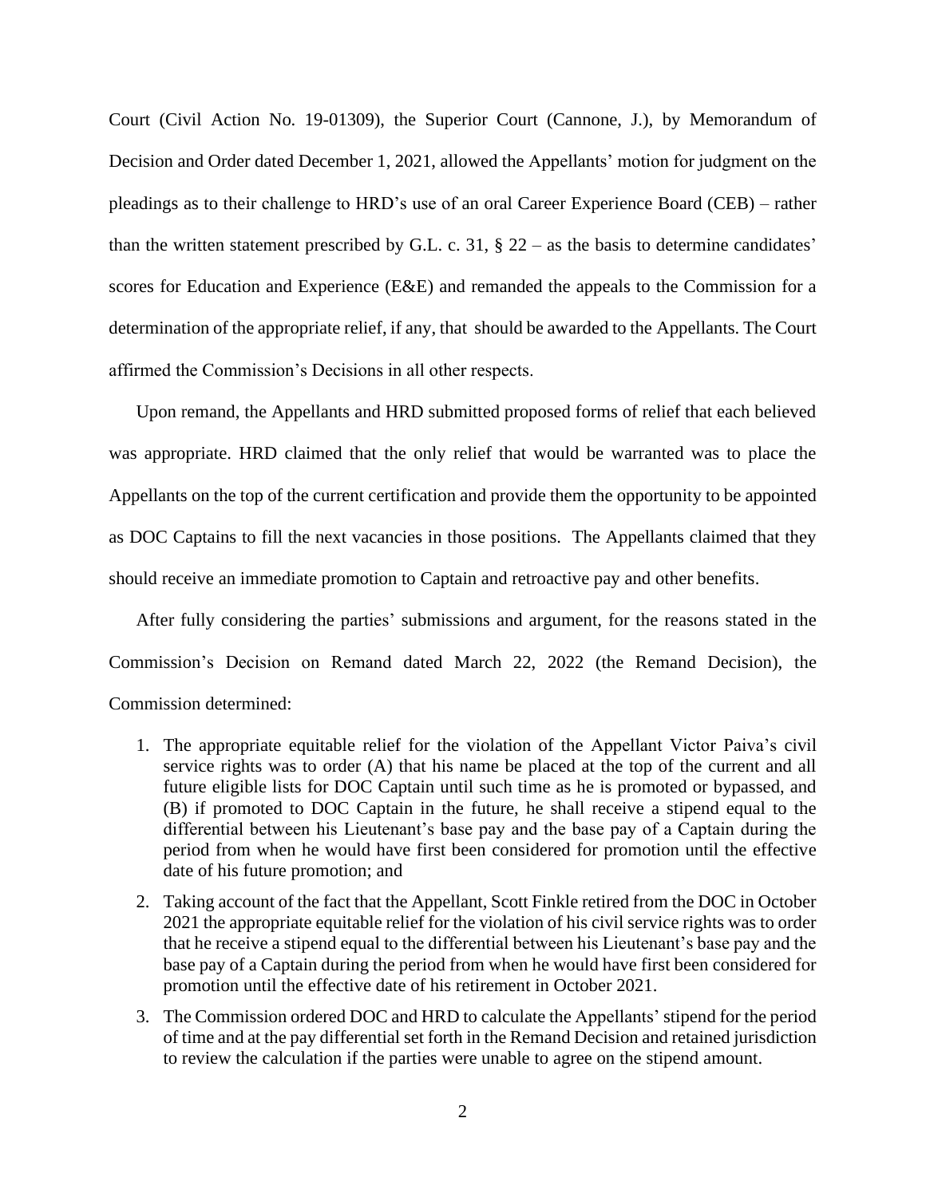Court (Civil Action No. 19-01309), the Superior Court (Cannone, J.), by Memorandum of Decision and Order dated December 1, 2021, allowed the Appellants' motion for judgment on the pleadings as to their challenge to HRD's use of an oral Career Experience Board (CEB) – rather than the written statement prescribed by G.L. c. 31, § 22 – as the basis to determine candidates' scores for Education and Experience (E&E) and remanded the appeals to the Commission for a determination of the appropriate relief, if any, that should be awarded to the Appellants. The Court affirmed the Commission's Decisions in all other respects.

Upon remand, the Appellants and HRD submitted proposed forms of relief that each believed was appropriate. HRD claimed that the only relief that would be warranted was to place the Appellants on the top of the current certification and provide them the opportunity to be appointed as DOC Captains to fill the next vacancies in those positions. The Appellants claimed that they should receive an immediate promotion to Captain and retroactive pay and other benefits.

After fully considering the parties' submissions and argument, for the reasons stated in the Commission's Decision on Remand dated March 22, 2022 (the Remand Decision), the Commission determined:

1. The appropriate equitable relief for the violation of the Appellant Victor Paiva's civil service rights was to order (A) that his name be placed at the top of the current and all future eligible lists for DOC Captain until such time as he is promoted or bypassed, and (B) if promoted to DOC Captain in the future, he shall receive a stipend equal to the differential between his Lieutenant's base pay and the base pay of a Captain during the period from when he would have first been considered for promotion until the effective date of his future promotion; and
2. Taking account of the fact that the Appellant, Scott Finkle retired from the DOC in October 2021 the appropriate equitable relief for the violation of his civil service rights was to order that he receive a stipend equal to the differential between his Lieutenant's base pay and the base pay of a Captain during the period from when he would have first been considered for promotion until the effective date of his retirement in October 2021.
3. The Commission ordered DOC and HRD to calculate the Appellants' stipend for the period of time and at the pay differential set forth in the Remand Decision and retained jurisdiction to review the calculation if the parties were unable to agree on the stipend amount.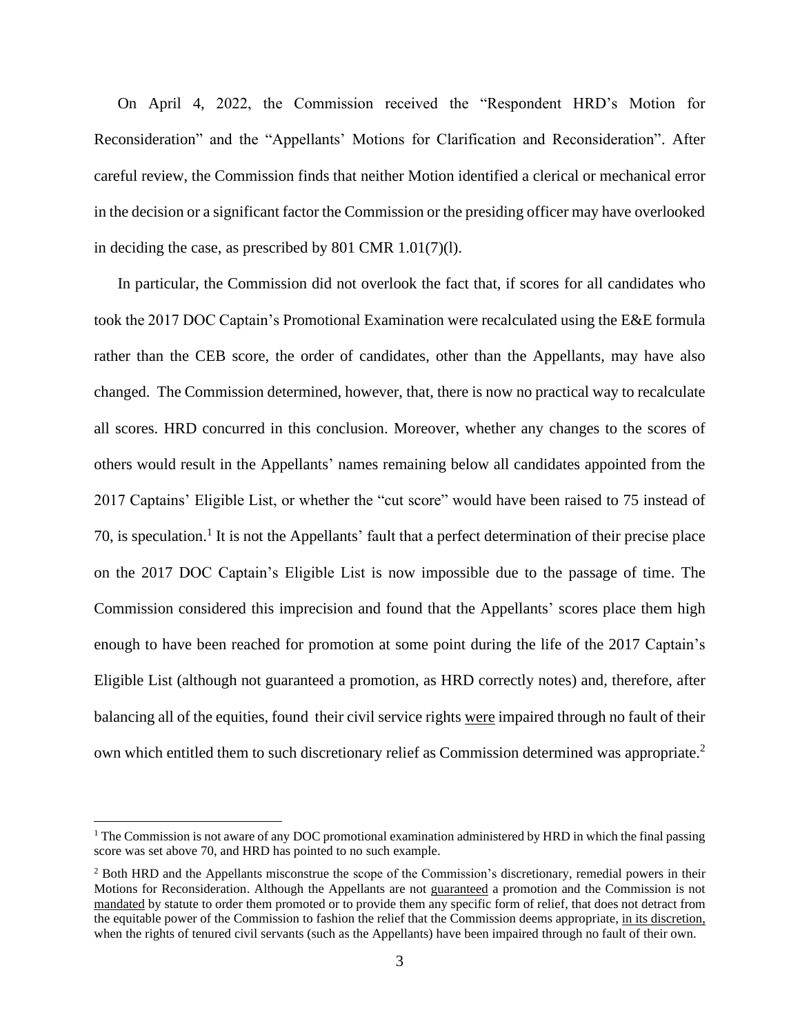On April 4, 2022, the Commission received the "Respondent HRD's Motion for Reconsideration" and the "Appellants' Motions for Clarification and Reconsideration". After careful review, the Commission finds that neither Motion identified a clerical or mechanical error in the decision or a significant factor the Commission or the presiding officer may have overlooked in deciding the case, as prescribed by 801 CMR 1.01(7)(l).

In particular, the Commission did not overlook the fact that, if scores for all candidates who took the 2017 DOC Captain's Promotional Examination were recalculated using the E&E formula rather than the CEB score, the order of candidates, other than the Appellants, may have also changed. The Commission determined, however, that, there is now no practical way to recalculate all scores. HRD concurred in this conclusion. Moreover, whether any changes to the scores of others would result in the Appellants' names remaining below all candidates appointed from the 2017 Captains' Eligible List, or whether the "cut score" would have been raised to 75 instead of 70, is speculation.[1] It is not the Appellants' fault that a perfect determination of their precise place on the 2017 DOC Captain's Eligible List is now impossible due to the passage of time. The Commission considered this imprecision and found that the Appellants' scores place them high enough to have been reached for promotion at some point during the life of the 2017 Captain's Eligible List (although not guaranteed a promotion, as HRD correctly notes) and, therefore, after balancing all of the equities, found their civil service rights <u>were</u> impaired through no fault of their own which entitled them to such discretionary relief as Commission determined was appropriate.[2]

[1] The Commission is not aware of any DOC promotional examination administered by HRD in which the final passing score was set above 70, and HRD has pointed to no such example.

[2] Both HRD and the Appellants misconstrue the scope of the Commission's discretionary, remedial powers in their Motions for Reconsideration. Although the Appellants are not <u>guaranteed</u> a promotion and the Commission is not <u>mandated</u> by statute to order them promoted or to provide them any specific form of relief, that does not detract from the equitable power of the Commission to fashion the relief that the Commission deems appropriate, <u>in its discretion,</u> when the rights of tenured civil servants (such as the Appellants) have been impaired through no fault of their own.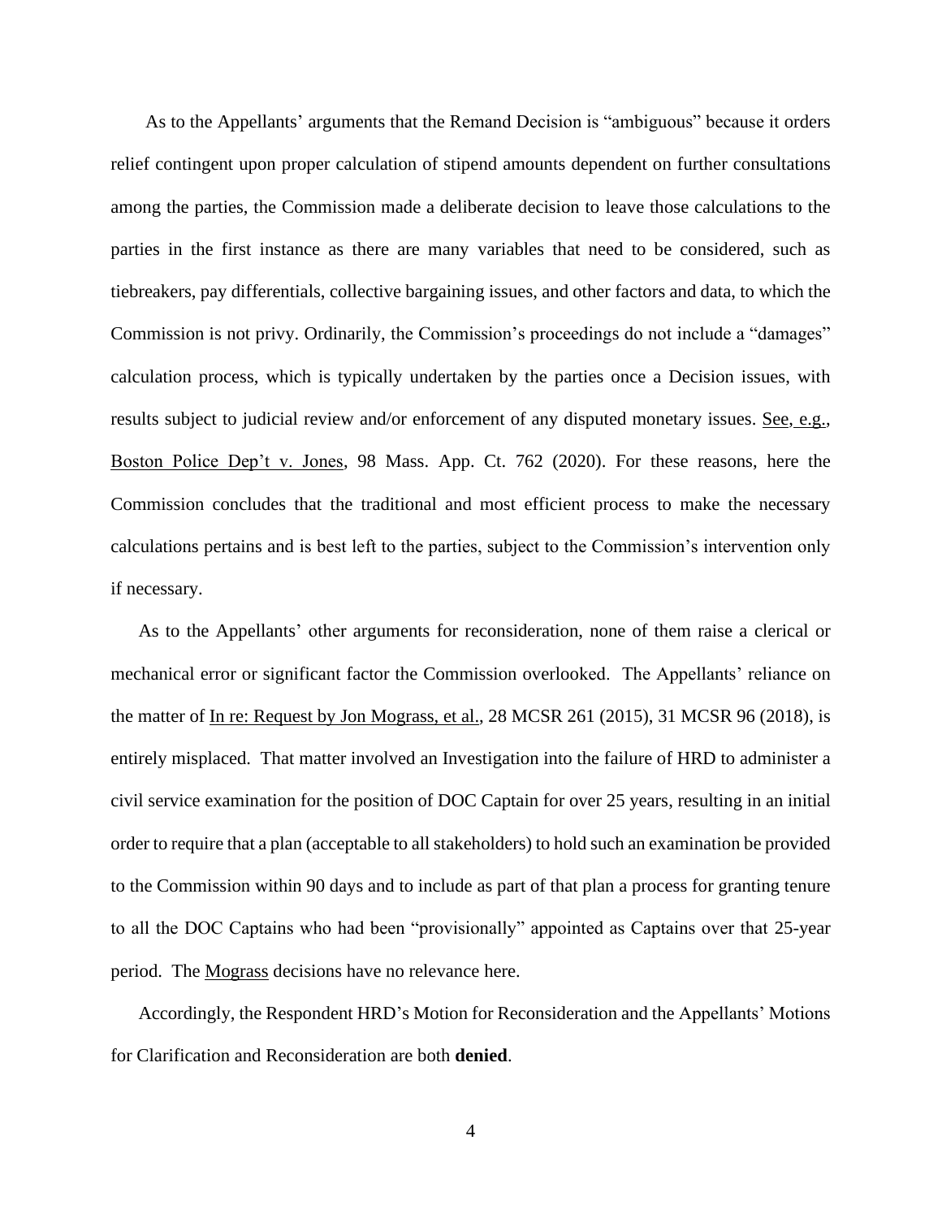As to the Appellants' arguments that the Remand Decision is "ambiguous" because it orders relief contingent upon proper calculation of stipend amounts dependent on further consultations among the parties, the Commission made a deliberate decision to leave those calculations to the parties in the first instance as there are many variables that need to be considered, such as tiebreakers, pay differentials, collective bargaining issues, and other factors and data, to which the Commission is not privy. Ordinarily, the Commission's proceedings do not include a "damages" calculation process, which is typically undertaken by the parties once a Decision issues, with results subject to judicial review and/or enforcement of any disputed monetary issues. See, e.g., Boston Police Dep't v. Jones, 98 Mass. App. Ct. 762 (2020). For these reasons, here the Commission concludes that the traditional and most efficient process to make the necessary calculations pertains and is best left to the parties, subject to the Commission's intervention only if necessary.

As to the Appellants' other arguments for reconsideration, none of them raise a clerical or mechanical error or significant factor the Commission overlooked. The Appellants' reliance on the matter of In re: Request by Jon Mograss, et al., 28 MCSR 261 (2015), 31 MCSR 96 (2018), is entirely misplaced. That matter involved an Investigation into the failure of HRD to administer a civil service examination for the position of DOC Captain for over 25 years, resulting in an initial order to require that a plan (acceptable to all stakeholders) to hold such an examination be provided to the Commission within 90 days and to include as part of that plan a process for granting tenure to all the DOC Captains who had been "provisionally" appointed as Captains over that 25-year period. The Mograss decisions have no relevance here.

Accordingly, the Respondent HRD's Motion for Reconsideration and the Appellants' Motions for Clarification and Reconsideration are both **denied**.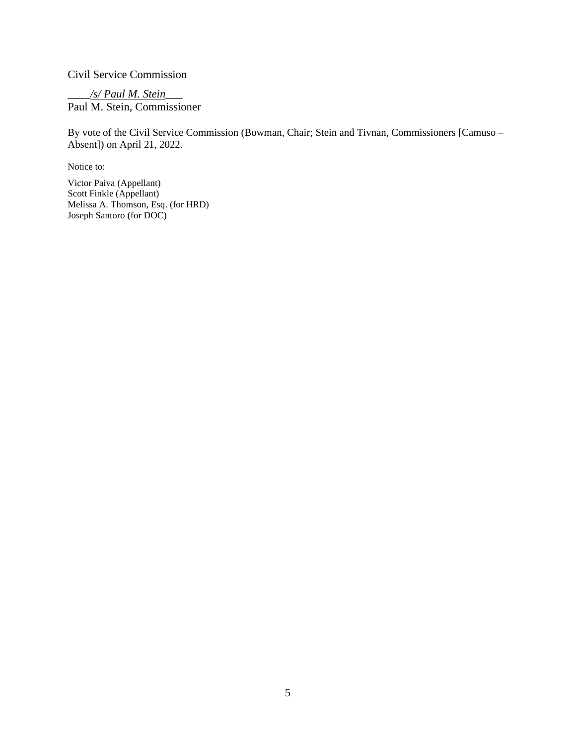Civil Service Commission

*/s/ Paul M. Stein*

Paul M. Stein, Commissioner

By vote of the Civil Service Commission (Bowman, Chair; Stein and Tivnan, Commissioners [Camuso – Absent]) on April 21, 2022.

Notice to:

Victor Paiva (Appellant)
Scott Finkle (Appellant)
Melissa A. Thomson, Esq. (for HRD)
Joseph Santoro (for DOC)